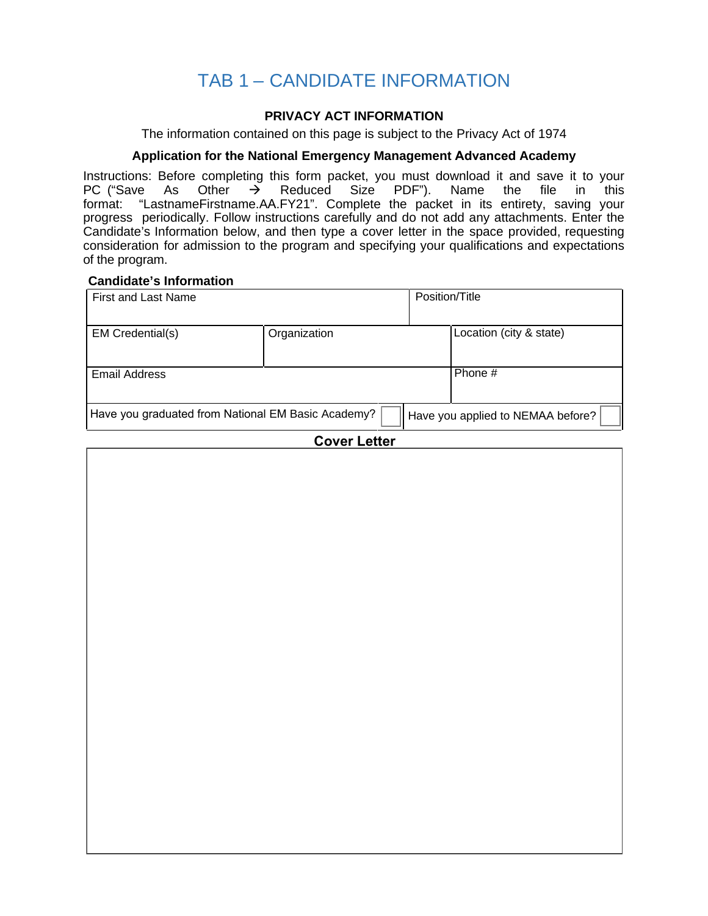# TAB 1 – CANDIDATE INFORMATION

**PRIVACY ACT INFORMATION**

The information contained on this page is subject to the Privacy Act of 1974

**Application for the National Emergency Management Advanced Academy**

Instructions: Before completing this form packet, you must download it and save it to your PC ("Save As Other → Reduced Size PDF"). Name the file in this format: "LastnameFirstname.AA.FY21". Complete the packet in its entirety, saving your progress periodically. Follow instructions carefully and do not add any attachments. Enter the Candidate's Information below, and then type a cover letter in the space provided, requesting consideration for admission to the program and specifying your qualifications and expectations of the program.

**Candidate's Information**

| First and Last Name | | Position/Title |
|---|---|---|
| EM Credential(s) | Organization | Location (city & state) |
| Email Address | | Phone # |
| Have you graduated from National EM Basic Academy? ☐ | | Have you applied to NEMAA before? ☐ |

**Cover Letter**

| |
|---|
| |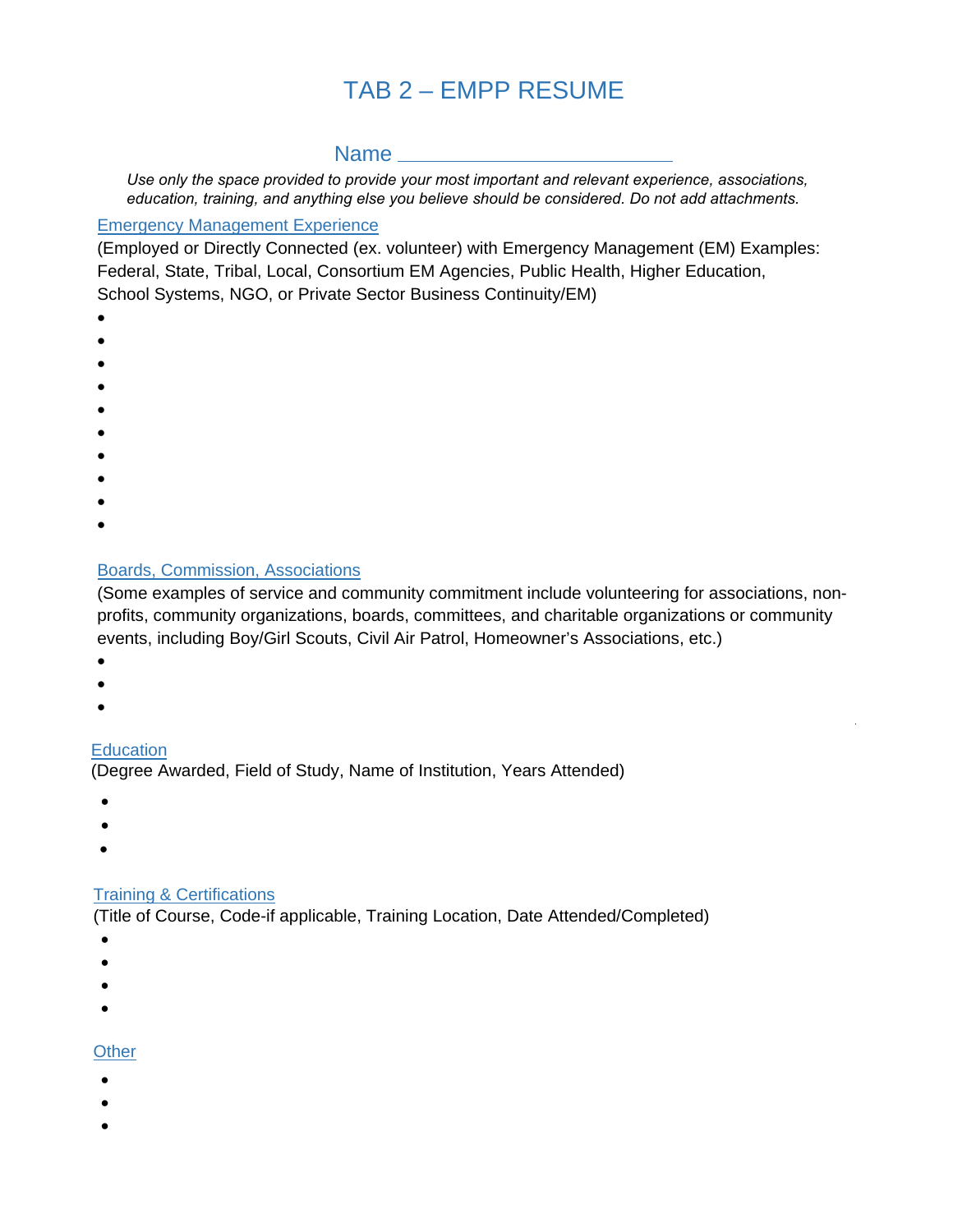# TAB 2 – EMPP RESUME

## Name ___________________________

*Use only the space provided to provide your most important and relevant experience, associations, education, training, and anything else you believe should be considered. Do not add attachments.*

### Emergency Management Experience

(Employed or Directly Connected (ex. volunteer) with Emergency Management (EM) Examples: Federal, State, Tribal, Local, Consortium EM Agencies, Public Health, Higher Education, School Systems, NGO, or Private Sector Business Continuity/EM)

- 
- 
- 
- 
- 
- 
- 
- 
- 
- 

### Boards, Commission, Associations

(Some examples of service and community commitment include volunteering for associations, non-profits, community organizations, boards, committees, and charitable organizations or community events, including Boy/Girl Scouts, Civil Air Patrol, Homeowner's Associations, etc.)

- 
- 
- 

### Education

(Degree Awarded, Field of Study, Name of Institution, Years Attended)

- 
- 
- 

### Training & Certifications

(Title of Course, Code-if applicable, Training Location, Date Attended/Completed)

- 
- 
- 
- 

### Other

- 
- 
-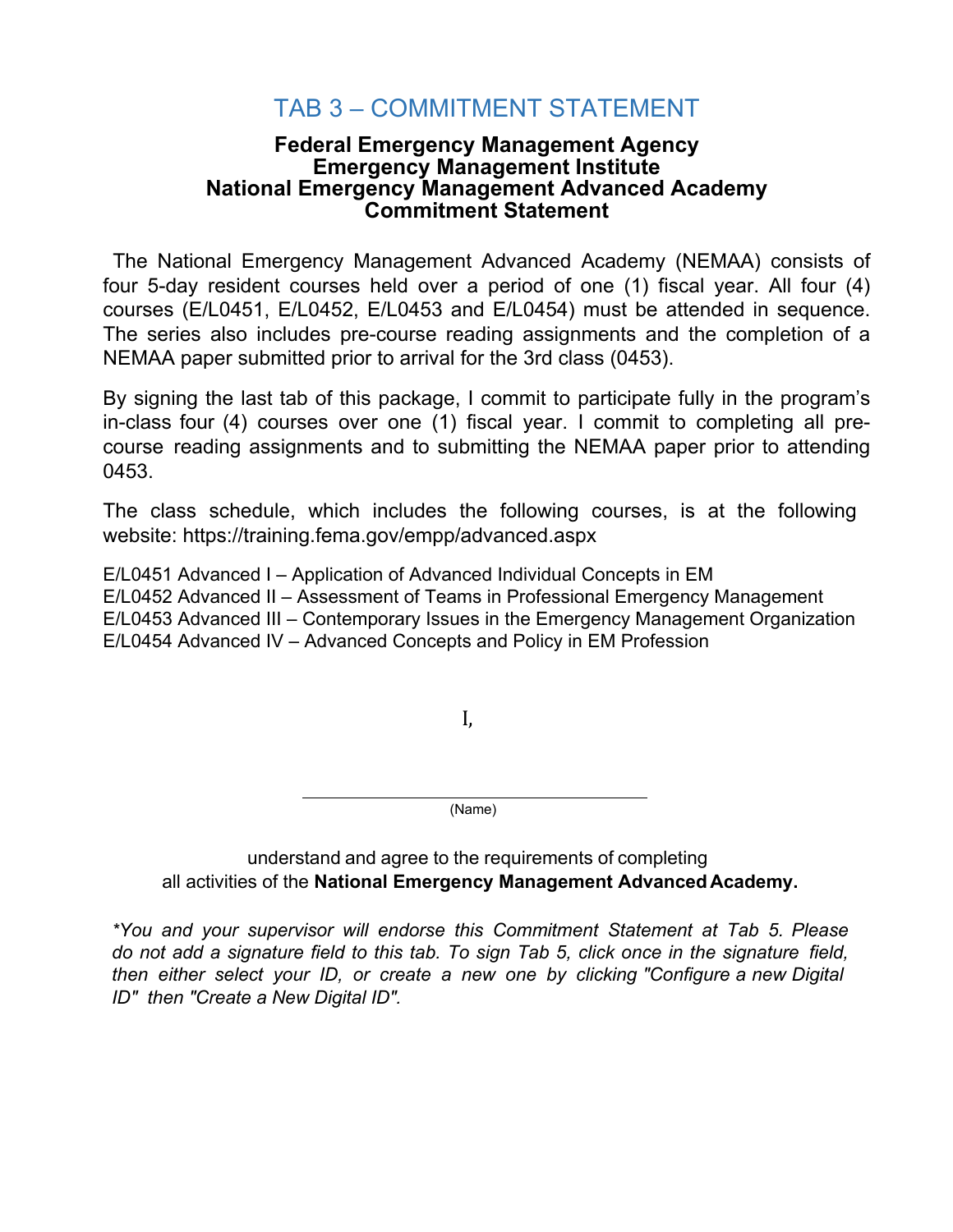# TAB 3 – COMMITMENT STATEMENT

**Federal Emergency Management Agency**
**Emergency Management Institute**
**National Emergency Management Advanced Academy**
**Commitment Statement**

The National Emergency Management Advanced Academy (NEMAA) consists of four 5-day resident courses held over a period of one (1) fiscal year. All four (4) courses (E/L0451, E/L0452, E/L0453 and E/L0454) must be attended in sequence. The series also includes pre-course reading assignments and the completion of a NEMAA paper submitted prior to arrival for the 3rd class (0453).

By signing the last tab of this package, I commit to participate fully in the program's in-class four (4) courses over one (1) fiscal year. I commit to completing all pre-course reading assignments and to submitting the NEMAA paper prior to attending 0453.

The class schedule, which includes the following courses, is at the following website: https://training.fema.gov/empp/advanced.aspx

E/L0451 Advanced I – Application of Advanced Individual Concepts in EM
E/L0452 Advanced II – Assessment of Teams in Professional Emergency Management
E/L0453 Advanced III – Contemporary Issues in the Emergency Management Organization
E/L0454 Advanced IV – Advanced Concepts and Policy in EM Profession

I,

\_\_\_\_\_\_\_\_\_\_\_\_\_\_\_\_\_\_\_\_\_\_\_\_\_\_\_\_\_\_\_\_\_\_
(Name)

understand and agree to the requirements of completing all activities of the **National Emergency Management Advanced Academy.**

*\*You and your supervisor will endorse this Commitment Statement at Tab 5. Please do not add a signature field to this tab. To sign Tab 5, click once in the signature field, then either select your ID, or create a new one by clicking "Configure a new Digital ID" then "Create a New Digital ID".*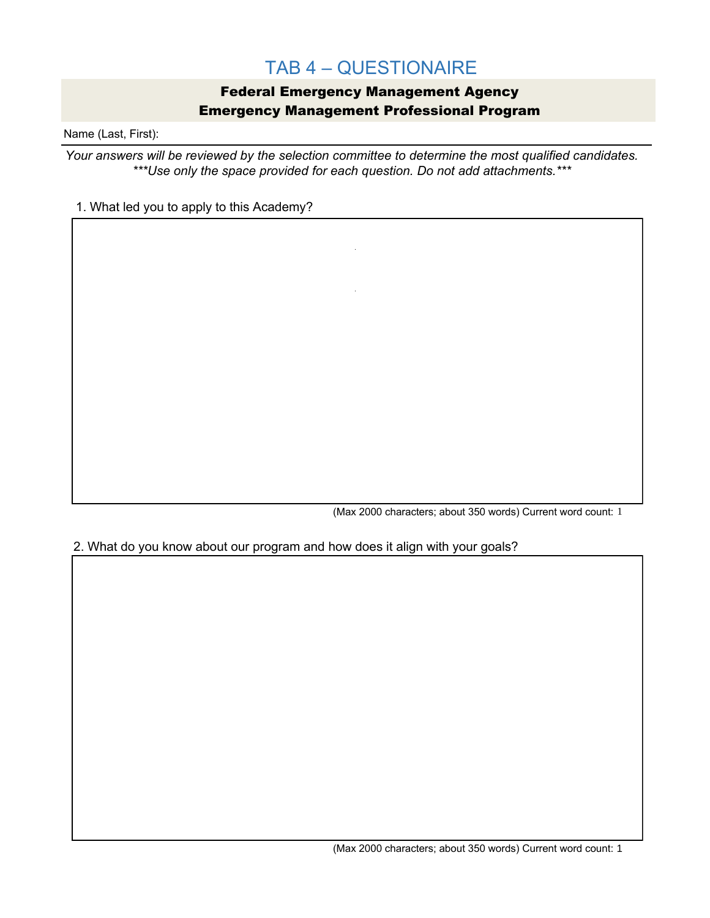# TAB 4 – QUESTIONAIRE

**Federal Emergency Management Agency**
**Emergency Management Professional Program**

Name (Last, First):

*Your answers will be reviewed by the selection committee to determine the most qualified candidates.*
*\*\*\*Use only the space provided for each question. Do not add attachments.\*\*\**

1. What led you to apply to this Academy?

(Max 2000 characters; about 350 words) Current word count: 1

2. What do you know about our program and how does it align with your goals?

(Max 2000 characters; about 350 words) Current word count: 1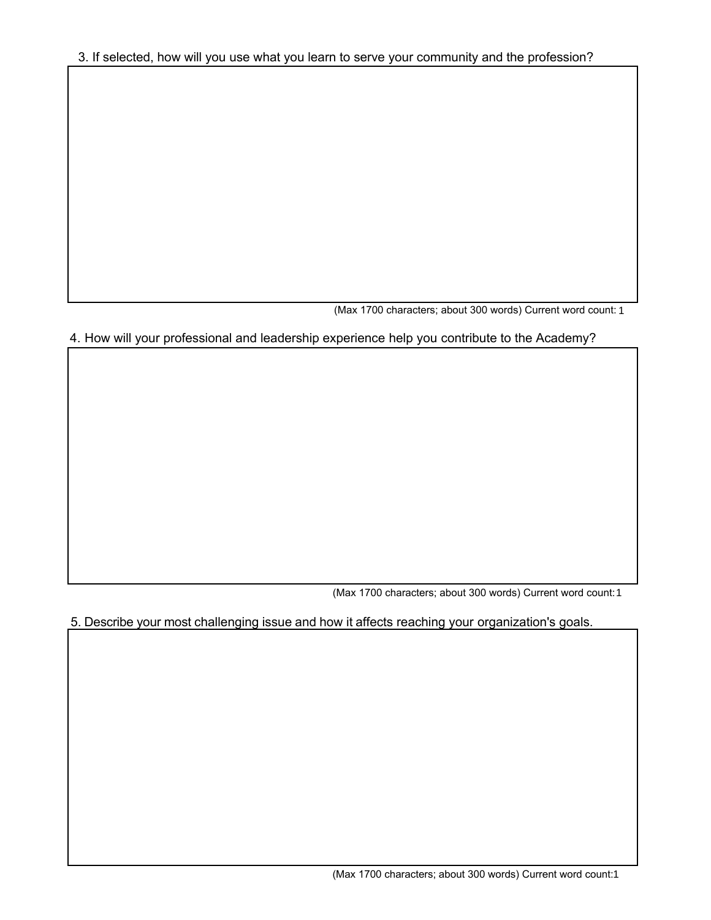3. If selected, how will you use what you learn to serve your community and the profession?

(Max 1700 characters; about 300 words) Current word count: 1

4. How will your professional and leadership experience help you contribute to the Academy?

(Max 1700 characters; about 300 words) Current word count: 1

5. Describe your most challenging issue and how it affects reaching your organization's goals.

(Max 1700 characters; about 300 words) Current word count: 1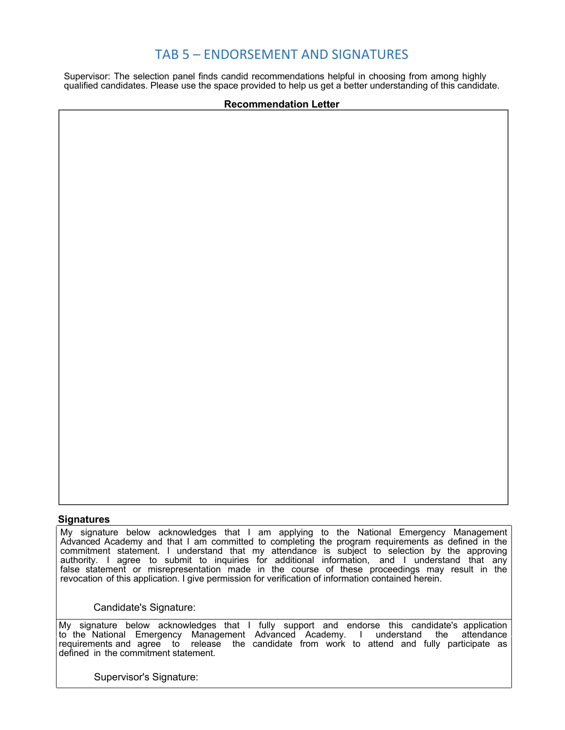# TAB 5 – ENDORSEMENT AND SIGNATURES

Supervisor: The selection panel finds candid recommendations helpful in choosing from among highly qualified candidates. Please use the space provided to help us get a better understanding of this candidate.

**Recommendation Letter**

**Signatures**

My signature below acknowledges that I am applying to the National Emergency Management Advanced Academy and that I am committed to completing the program requirements as defined in the commitment statement. I understand that my attendance is subject to selection by the approving authority. I agree to submit to inquiries for additional information, and I understand that any false statement or misrepresentation made in the course of these proceedings may result in the revocation of this application. I give permission for verification of information contained herein.

Candidate's Signature:

My signature below acknowledges that I fully support and endorse this candidate's application to the National Emergency Management Advanced Academy. I understand the attendance requirements and agree to release the candidate from work to attend and fully participate as defined in the commitment statement.

Supervisor's Signature: